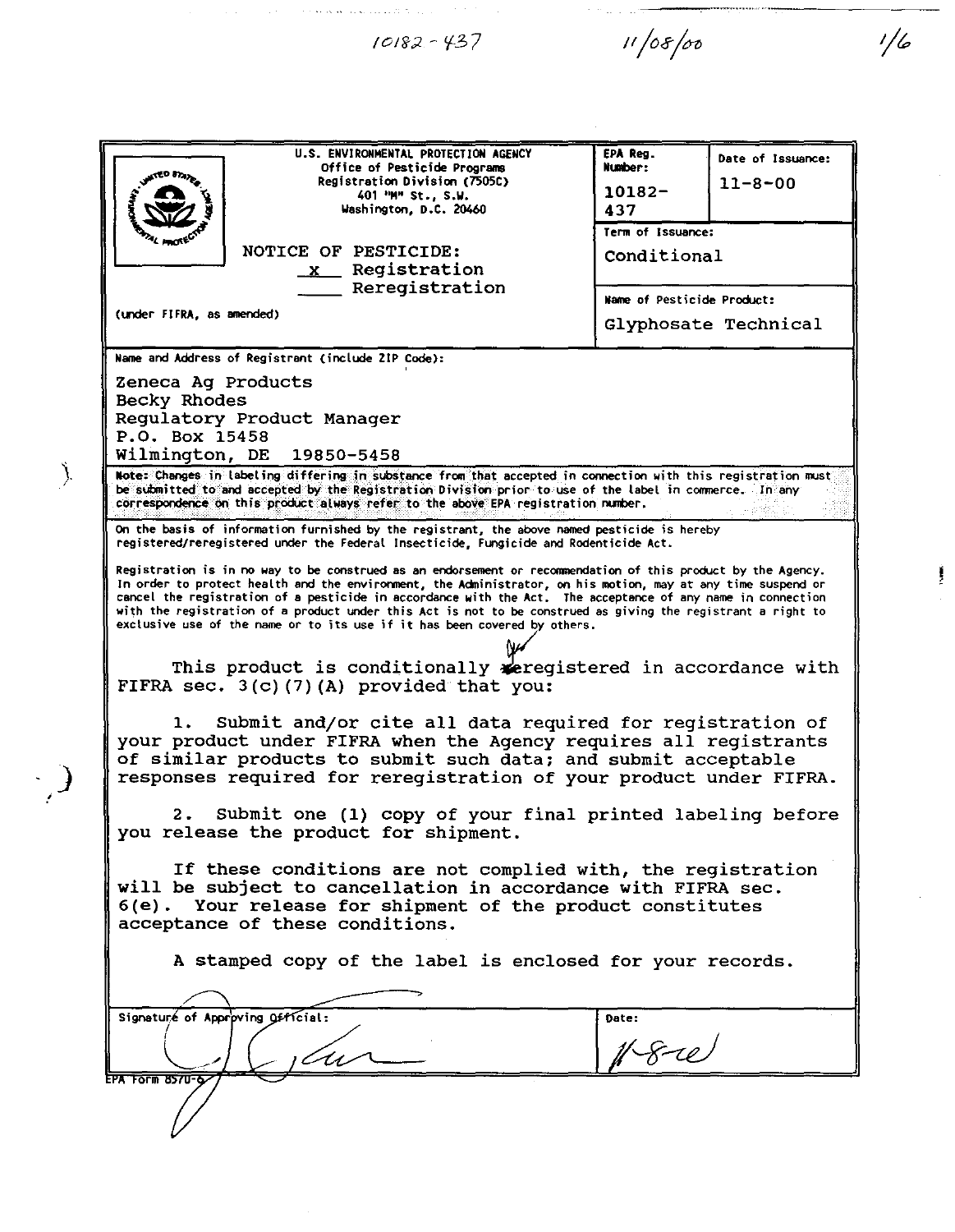10182-437 11/08/00

| U.S. ENVIRONMENTAL PROTECTION AGENCY<br>Office of Pesticide Programs<br>Registration Division (7505C)<br>401 "M" St., S.W.<br>Washington, D.C. 20460<br><br>NOTICE OF PESTICIDE:<br>_x_ Registration<br>___ Reregistration<br><br>(under FIFRA, as amended) | EPA Reg. Number:<br>10182-437 | Date of Issuance:<br>11-8-00 |
|---|---|---|
| | Term of Issuance:<br>Conditional | |
| | Name of Pesticide Product:<br>Glyphosate Technical | |

Name and Address of Registrant (include ZIP Code):

Zeneca Ag Products
Becky Rhodes
Regulatory Product Manager
P.O. Box 15458
Wilmington, DE 19850-5458

Note: Changes in labeling differing in substance from that accepted in connection with this registration must be submitted to and accepted by the Registration Division prior to use of the label in commerce. In any correspondence on this product always refer to the above EPA registration number.

On the basis of information furnished by the registrant, the above named pesticide is hereby registered/reregistered under the Federal Insecticide, Fungicide and Rodenticide Act.

Registration is in no way to be construed as an endorsement or recommendation of this product by the Agency. In order to protect health and the environment, the Administrator, on his motion, may at any time suspend or cancel the registration of a pesticide in accordance with the Act. The acceptance of any name in connection with the registration of a product under this Act is not to be construed as giving the registrant a right to exclusive use of the name or to its use if it has been covered by others.

This product is conditionally ~~re~~registered in accordance with FIFRA sec. 3(c)(7)(A) provided that you:

1. Submit and/or cite all data required for registration of your product under FIFRA when the Agency requires all registrants of similar products to submit such data; and submit acceptable responses required for reregistration of your product under FIFRA.

2. Submit one (1) copy of your final printed labeling before you release the product for shipment.

If these conditions are not complied with, the registration will be subject to cancellation in accordance with FIFRA sec. 6(e). Your release for shipment of the product constitutes acceptance of these conditions.

A stamped copy of the label is enclosed for your records.

| Signature of Approving Official: | Date: 11-8-00 |
|---|---|

EPA Form 8570-6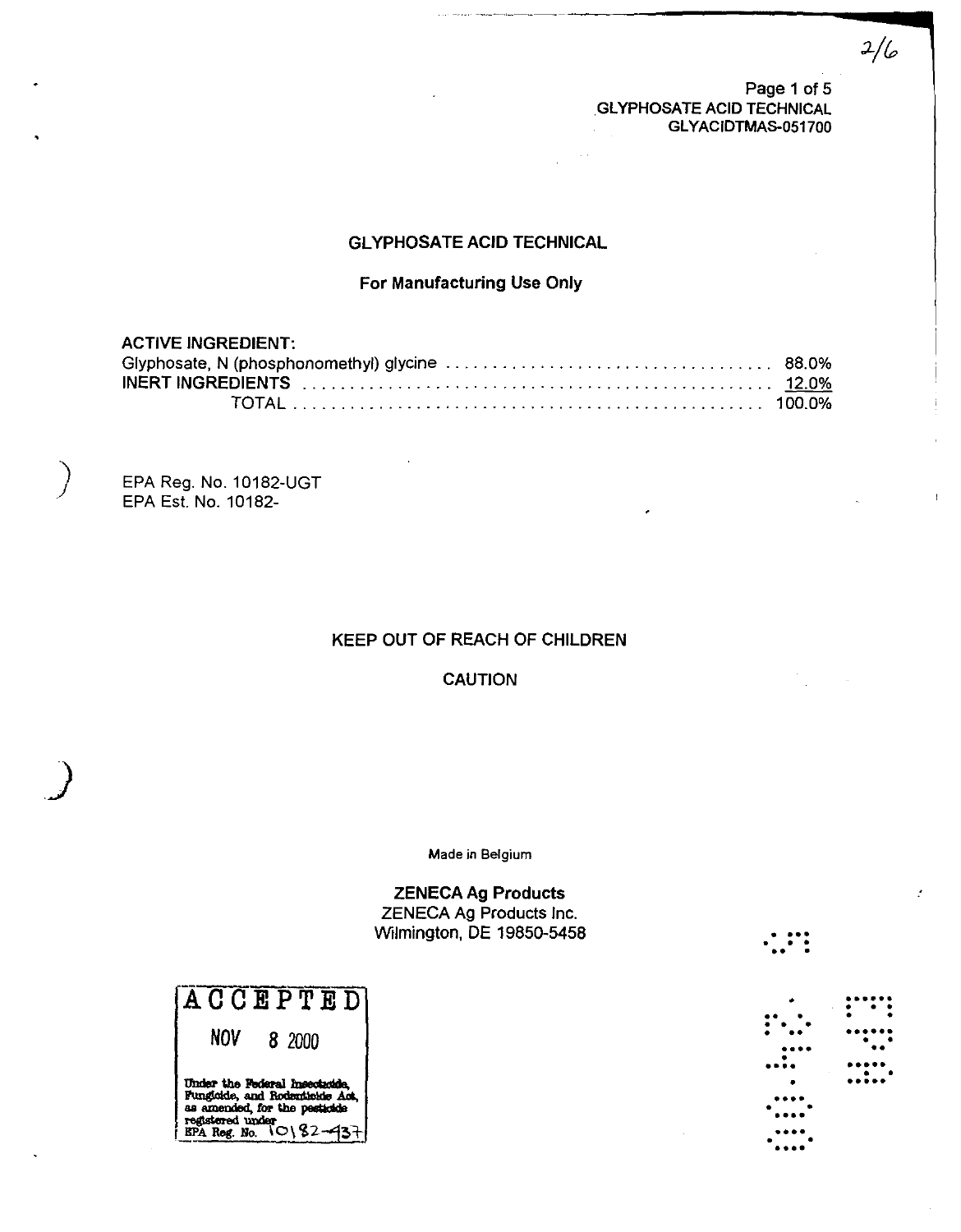# GLYPHOSATE ACID TECHNICAL

**For Manufacturing Use Only**

**ACTIVE INGREDIENT:**

| | |
|---|---|
| Glyphosate, N (phosphonomethyl) glycine | 88.0% |
| INERT INGREDIENTS | 12.0% |
| TOTAL | 100.0% |

EPA Reg. No. 10182-UGT
EPA Est. No. 10182-

KEEP OUT OF REACH OF CHILDREN

CAUTION

Made in Belgium

**ZENECA Ag Products**
ZENECA Ag Products Inc.
Wilmington, DE 19850-5458

ACCEPTED
NOV 8 2000
Under the Federal Insecticide, Fungicide, and Rodenticide Act, as amended, for the pesticide registered under EPA Reg. No. 10182-437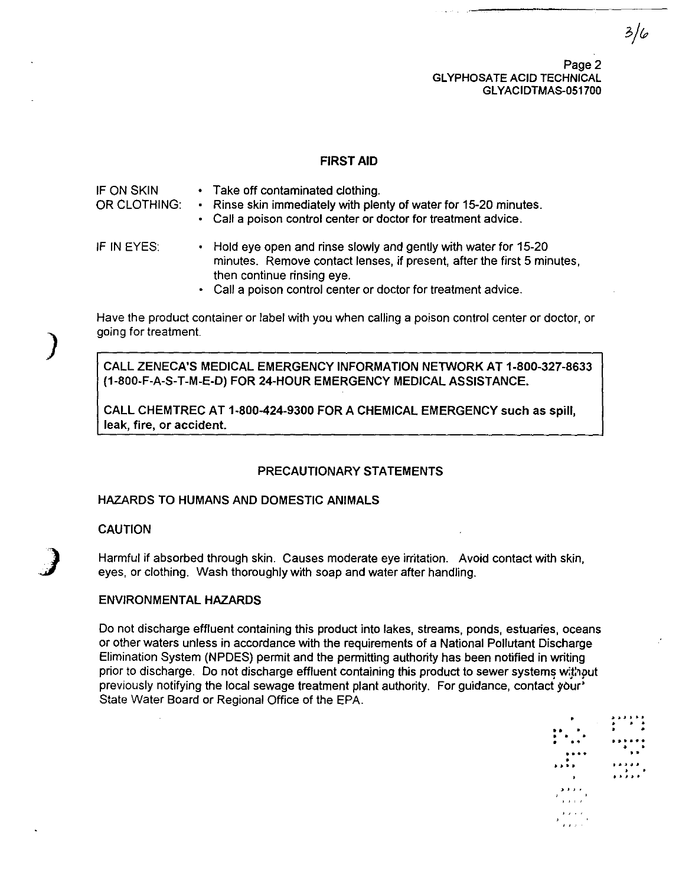## FIRST AID

IF ON SKIN OR CLOTHING:
- Take off contaminated clothing.
- Rinse skin immediately with plenty of water for 15-20 minutes.
- Call a poison control center or doctor for treatment advice.

IF IN EYES:
- Hold eye open and rinse slowly and gently with water for 15-20 minutes. Remove contact lenses, if present, after the first 5 minutes, then continue rinsing eye.
- Call a poison control center or doctor for treatment advice.

Have the product container or label with you when calling a poison control center or doctor, or going for treatment.

**CALL ZENECA'S MEDICAL EMERGENCY INFORMATION NETWORK AT 1-800-327-8633 (1-800-F-A-S-T-M-E-D) FOR 24-HOUR EMERGENCY MEDICAL ASSISTANCE.**

**CALL CHEMTREC AT 1-800-424-9300 FOR A CHEMICAL EMERGENCY such as spill, leak, fire, or accident.**

## PRECAUTIONARY STATEMENTS

### HAZARDS TO HUMANS AND DOMESTIC ANIMALS

CAUTION

Harmful if absorbed through skin. Causes moderate eye irritation. Avoid contact with skin, eyes, or clothing. Wash thoroughly with soap and water after handling.

### ENVIRONMENTAL HAZARDS

Do not discharge effluent containing this product into lakes, streams, ponds, estuaries, oceans or other waters unless in accordance with the requirements of a National Pollutant Discharge Elimination System (NPDES) permit and the permitting authority has been notified in writing prior to discharge. Do not discharge effluent containing this product to sewer systems without previously notifying the local sewage treatment plant authority. For guidance, contact your State Water Board or Regional Office of the EPA.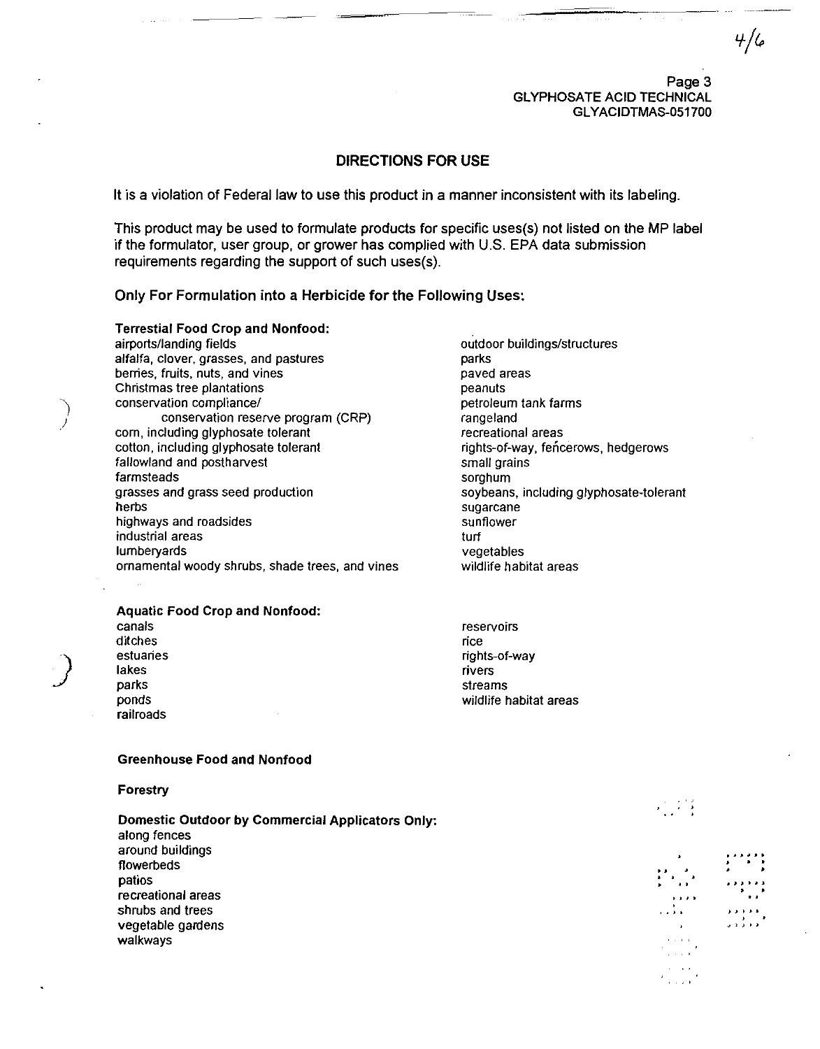## DIRECTIONS FOR USE

It is a violation of Federal law to use this product in a manner inconsistent with its labeling.

This product may be used to formulate products for specific uses(s) not listed on the MP label if the formulator, user group, or grower has complied with U.S. EPA data submission requirements regarding the support of such uses(s).

### Only For Formulation into a Herbicide for the Following Uses:

**Terrestial Food Crop and Nonfood:**

- airports/landing fields
- alfalfa, clover, grasses, and pastures
- berries, fruits, nuts, and vines
- Christmas tree plantations
- conservation compliance/
  - conservation reserve program (CRP)
- corn, including glyphosate tolerant
- cotton, including glyphosate tolerant
- fallowland and postharvest
- farmsteads
- grasses and grass seed production
- herbs
- highways and roadsides
- industrial areas
- lumberyards
- ornamental woody shrubs, shade trees, and vines
- outdoor buildings/structures
- parks
- paved areas
- peanuts
- petroleum tank farms
- rangeland
- recreational areas
- rights-of-way, fencerows, hedgerows
- small grains
- sorghum
- soybeans, including glyphosate-tolerant
- sugarcane
- sunflower
- turf
- vegetables
- wildlife habitat areas

**Aquatic Food Crop and Nonfood:**

- canals
- ditches
- estuaries
- lakes
- parks
- ponds
- railroads
- reservoirs
- rice
- rights-of-way
- rivers
- streams
- wildlife habitat areas

**Greenhouse Food and Nonfood**

**Forestry**

**Domestic Outdoor by Commercial Applicators Only:**

- along fences
- around buildings
- flowerbeds
- patios
- recreational areas
- shrubs and trees
- vegetable gardens
- walkways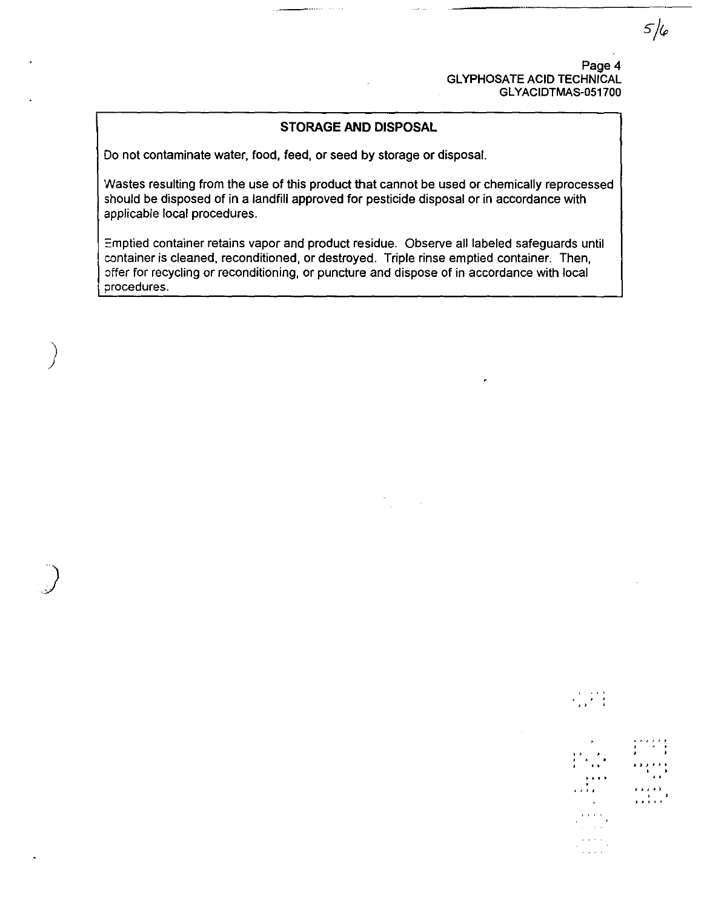## STORAGE AND DISPOSAL

Do not contaminate water, food, feed, or seed by storage or disposal.

Wastes resulting from the use of this product that cannot be used or chemically reprocessed should be disposed of in a landfill approved for pesticide disposal or in accordance with applicable local procedures.

Emptied container retains vapor and product residue. Observe all labeled safeguards until container is cleaned, reconditioned, or destroyed. Triple rinse emptied container. Then, offer for recycling or reconditioning, or puncture and dispose of in accordance with local procedures.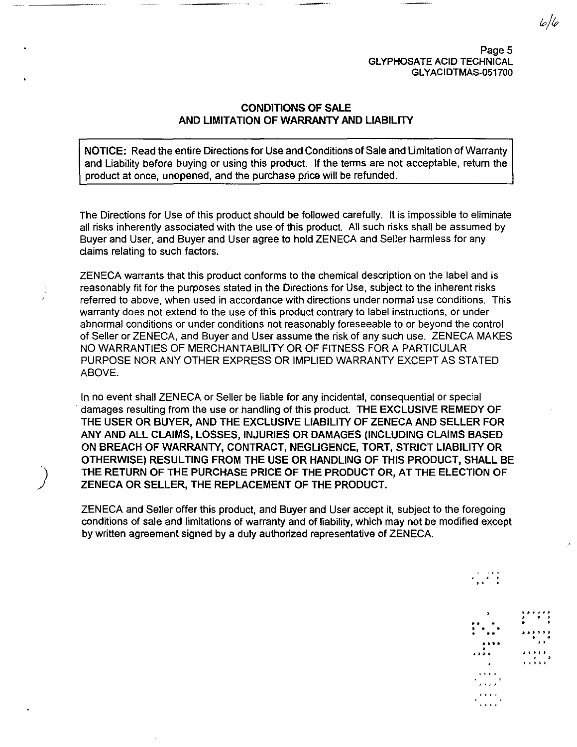## CONDITIONS OF SALE AND LIMITATION OF WARRANTY AND LIABILITY

**NOTICE:** Read the entire Directions for Use and Conditions of Sale and Limitation of Warranty and Liability before buying or using this product. If the terms are not acceptable, return the product at once, unopened, and the purchase price will be refunded.

The Directions for Use of this product should be followed carefully. It is impossible to eliminate all risks inherently associated with the use of this product. All such risks shall be assumed by Buyer and User, and Buyer and User agree to hold ZENECA and Seller harmless for any claims relating to such factors.

ZENECA warrants that this product conforms to the chemical description on the label and is reasonably fit for the purposes stated in the Directions for Use, subject to the inherent risks referred to above, when used in accordance with directions under normal use conditions. This warranty does not extend to the use of this product contrary to label instructions, or under abnormal conditions or under conditions not reasonably foreseeable to or beyond the control of Seller or ZENECA, and Buyer and User assume the risk of any such use. ZENECA MAKES NO WARRANTIES OF MERCHANTABILITY OR OF FITNESS FOR A PARTICULAR PURPOSE NOR ANY OTHER EXPRESS OR IMPLIED WARRANTY EXCEPT AS STATED ABOVE.

In no event shall ZENECA or Seller be liable for any incidental, consequential or special damages resulting from the use or handling of this product. **THE EXCLUSIVE REMEDY OF THE USER OR BUYER, AND THE EXCLUSIVE LIABILITY OF ZENECA AND SELLER FOR ANY AND ALL CLAIMS, LOSSES, INJURIES OR DAMAGES (INCLUDING CLAIMS BASED ON BREACH OF WARRANTY, CONTRACT, NEGLIGENCE, TORT, STRICT LIABILITY OR OTHERWISE) RESULTING FROM THE USE OR HANDLING OF THIS PRODUCT, SHALL BE THE RETURN OF THE PURCHASE PRICE OF THE PRODUCT OR, AT THE ELECTION OF ZENECA OR SELLER, THE REPLACEMENT OF THE PRODUCT.**

ZENECA and Seller offer this product, and Buyer and User accept it, subject to the foregoing conditions of sale and limitations of warranty and of liability, which may not be modified except by written agreement signed by a duly authorized representative of ZENECA.